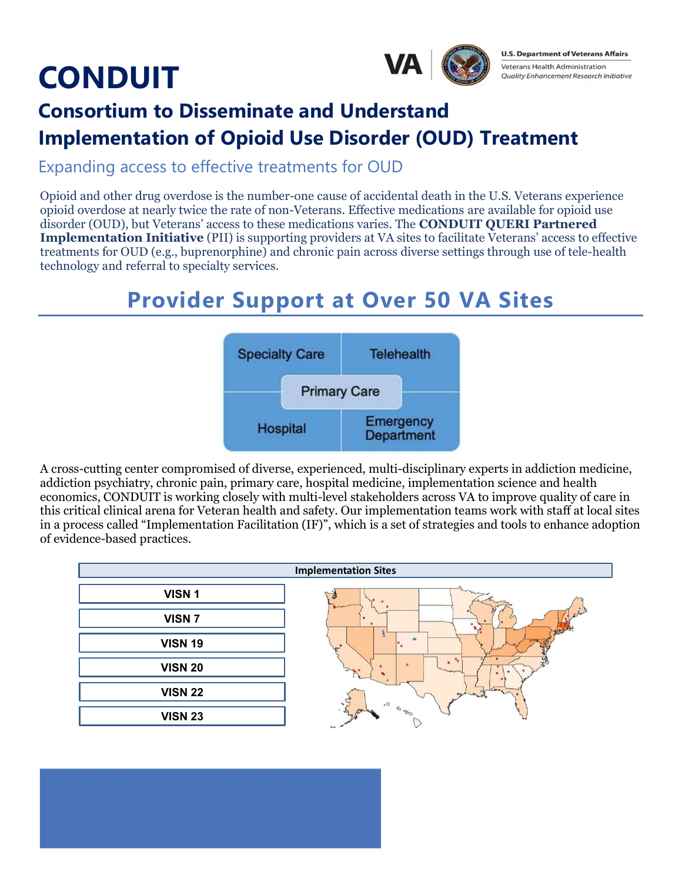# CONDUIT

U.S. Department of Veterans Affairs
Veterans Health Administration
*Quality Enhancement Research Initiative*

## Consortium to Disseminate and Understand Implementation of Opioid Use Disorder (OUD) Treatment

### Expanding access to effective treatments for OUD

Opioid and other drug overdose is the number-one cause of accidental death in the U.S. Veterans experience opioid overdose at nearly twice the rate of non-Veterans. Effective medications are available for opioid use disorder (OUD), but Veterans' access to these medications varies. The **CONDUIT QUERI Partnered Implementation Initiative** (PII) is supporting providers at VA sites to facilitate Veterans' access to effective treatments for OUD (e.g., buprenorphine) and chronic pain across diverse settings through use of tele-health technology and referral to specialty services.

## Provider Support at Over 50 VA Sites

- Specialty Care
- Telehealth
- Primary Care
- Hospital
- Emergency Department

A cross-cutting center compromised of diverse, experienced, multi-disciplinary experts in addiction medicine, addiction psychiatry, chronic pain, primary care, hospital medicine, implementation science and health economics, CONDUIT is working closely with multi-level stakeholders across VA to improve quality of care in this critical clinical arena for Veteran health and safety. Our implementation teams work with staff at local sites in a process called "Implementation Facilitation (IF)", which is a set of strategies and tools to enhance adoption of evidence-based practices.

| Implementation Sites |
| --- |
| VISN 1 |
| VISN 7 |
| VISN 19 |
| VISN 20 |
| VISN 22 |
| VISN 23 |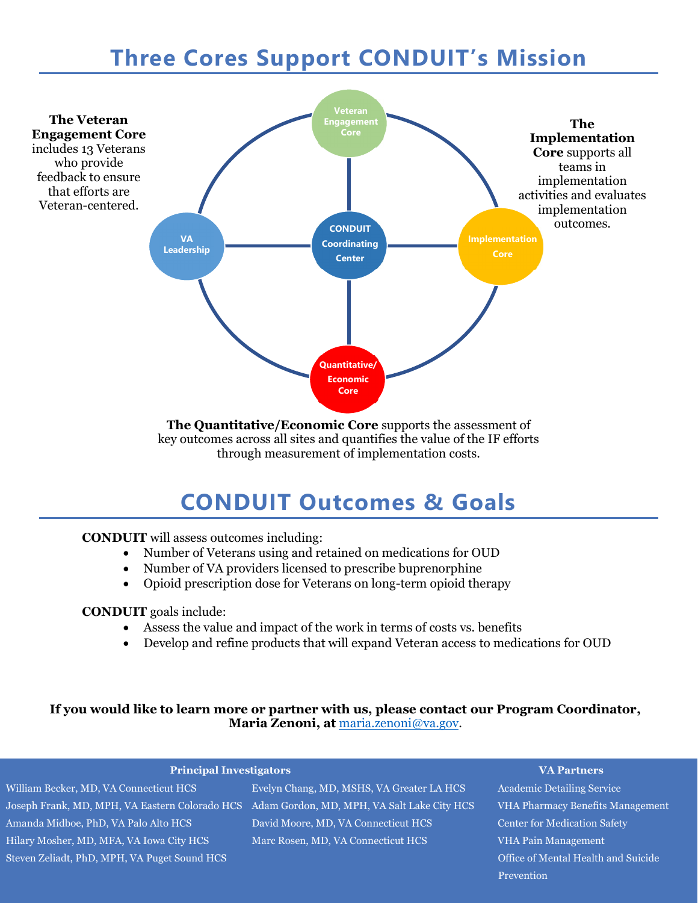# Three Cores Support CONDUIT's Mission

Veteran Engagement Core

VA Leadership

CONDUIT Coordinating Center

Implementation Core

Quantitative/ Economic Core

**The Veteran Engagement Core** includes 13 Veterans who provide feedback to ensure that efforts are Veteran-centered.

**The Implementation Core** supports all teams in implementation activities and evaluates implementation outcomes.

**The Quantitative/Economic Core** supports the assessment of key outcomes across all sites and quantifies the value of the IF efforts through measurement of implementation costs.

# CONDUIT Outcomes & Goals

**CONDUIT** will assess outcomes including:

- Number of Veterans using and retained on medications for OUD
- Number of VA providers licensed to prescribe buprenorphine
- Opioid prescription dose for Veterans on long-term opioid therapy

**CONDUIT** goals include:

- Assess the value and impact of the work in terms of costs vs. benefits
- Develop and refine products that will expand Veteran access to medications for OUD

**If you would like to learn more or partner with us, please contact our Program Coordinator, Maria Zenoni, at** maria.zenoni@va.gov.

**Principal Investigators**

William Becker, MD, VA Connecticut HCS
Joseph Frank, MD, MPH, VA Eastern Colorado HCS
Amanda Midboe, PhD, VA Palo Alto HCS
Hilary Mosher, MD, MFA, VA Iowa City HCS
Steven Zeliadt, PhD, MPH, VA Puget Sound HCS
Evelyn Chang, MD, MSHS, VA Greater LA HCS
Adam Gordon, MD, MPH, VA Salt Lake City HCS
David Moore, MD, VA Connecticut HCS
Marc Rosen, MD, VA Connecticut HCS

**VA Partners**

Academic Detailing Service
VHA Pharmacy Benefits Management
Center for Medication Safety
VHA Pain Management
Office of Mental Health and Suicide Prevention